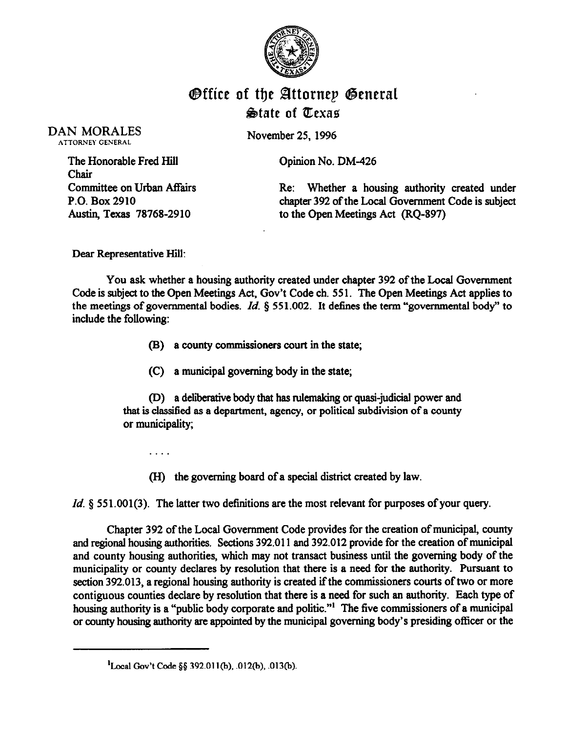# Office of the Attorney General
## State of Texas

DAN MORALES
ATTORNEY GENERAL

November 25, 1996

The Honorable Fred Hill
Chair
Committee on Urban Affairs
P.O. Box 2910
Austin, Texas 78768-2910

Opinion No. DM-426

Re: Whether a housing authority created under chapter 392 of the Local Government Code is subject to the Open Meetings Act (RQ-897)

Dear Representative Hill:

You ask whether a housing authority created under chapter 392 of the Local Government Code is subject to the Open Meetings Act, Gov't Code ch. 551. The Open Meetings Act applies to the meetings of governmental bodies. *Id.* § 551.002. It defines the term "governmental body" to include the following:

> (B) a county commissioners court in the state;
>
> (C) a municipal governing body in the state;
>
> (D) a deliberative body that has rulemaking or quasi-judicial power and that is classified as a department, agency, or political subdivision of a county or municipality;
>
> . . . .
>
> (H) the governing board of a special district created by law.

*Id.* § 551.001(3). The latter two definitions are the most relevant for purposes of your query.

Chapter 392 of the Local Government Code provides for the creation of municipal, county and regional housing authorities. Sections 392.011 and 392.012 provide for the creation of municipal and county housing authorities, which may not transact business until the governing body of the municipality or county declares by resolution that there is a need for the authority. Pursuant to section 392.013, a regional housing authority is created if the commissioners courts of two or more contiguous counties declare by resolution that there is a need for such an authority. Each type of housing authority is a "public body corporate and politic."[1] The five commissioners of a municipal or county housing authority are appointed by the municipal governing body's presiding officer or the

---

[1] Local Gov't Code §§ 392.011(b), .012(b), .013(b).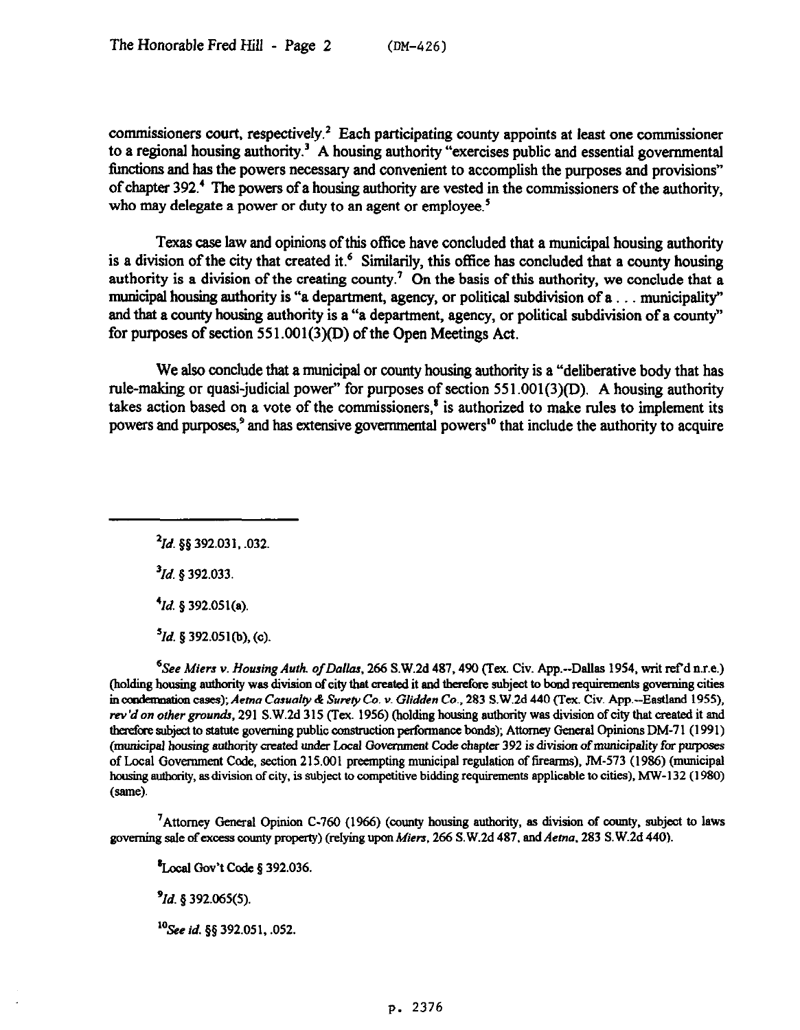commissioners court, respectively.[2] Each participating county appoints at least one commissioner to a regional housing authority.[3] A housing authority "exercises public and essential governmental functions and has the powers necessary and convenient to accomplish the purposes and provisions" of chapter 392.[4] The powers of a housing authority are vested in the commissioners of the authority, who may delegate a power or duty to an agent or employee.[5]

Texas case law and opinions of this office have concluded that a municipal housing authority is a division of the city that created it.[6] Similarly, this office has concluded that a county housing authority is a division of the creating county.[7] On the basis of this authority, we conclude that a municipal housing authority is "a department, agency, or political subdivision of a . . . municipality" and that a county housing authority is a "a department, agency, or political subdivision of a county" for purposes of section 551.001(3)(D) of the Open Meetings Act.

We also conclude that a municipal or county housing authority is a "deliberative body that has rule-making or quasi-judicial power" for purposes of section 551.001(3)(D). A housing authority takes action based on a vote of the commissioners,[8] is authorized to make rules to implement its powers and purposes,[9] and has extensive governmental powers[10] that include the authority to acquire

---

[2] *Id.* §§ 392.031, .032.

[3] *Id.* § 392.033.

[4] *Id.* § 392.051(a).

[5] *Id.* § 392.051(b), (c).

[6] *See Miers v. Housing Auth. of Dallas*, 266 S.W.2d 487, 490 (Tex. Civ. App.--Dallas 1954, writ ref'd n.r.e.) (holding housing authority was division of city that created it and therefore subject to bond requirements governing cities in condemnation cases); *Aetna Casualty & Surety Co. v. Glidden Co.*, 283 S.W.2d 440 (Tex. Civ. App.--Eastland 1955), *rev'd on other grounds*, 291 S.W.2d 315 (Tex. 1956) (holding housing authority was division of city that created it and therefore subject to statute governing public construction performance bonds); Attorney General Opinions DM-71 (1991) (municipal housing authority created under Local Government Code chapter 392 is division of municipality for purposes of Local Government Code, section 215.001 preempting municipal regulation of firearms), JM-573 (1986) (municipal housing authority, as division of city, is subject to competitive bidding requirements applicable to cities), MW-132 (1980) (same).

[7] Attorney General Opinion C-760 (1966) (county housing authority, as division of county, subject to laws governing sale of excess county property) (relying upon *Miers*, 266 S.W.2d 487, and *Aetna*, 283 S.W.2d 440).

[8] Local Gov't Code § 392.036.

[9] *Id.* § 392.065(5).

[10] *See id.* §§ 392.051, .052.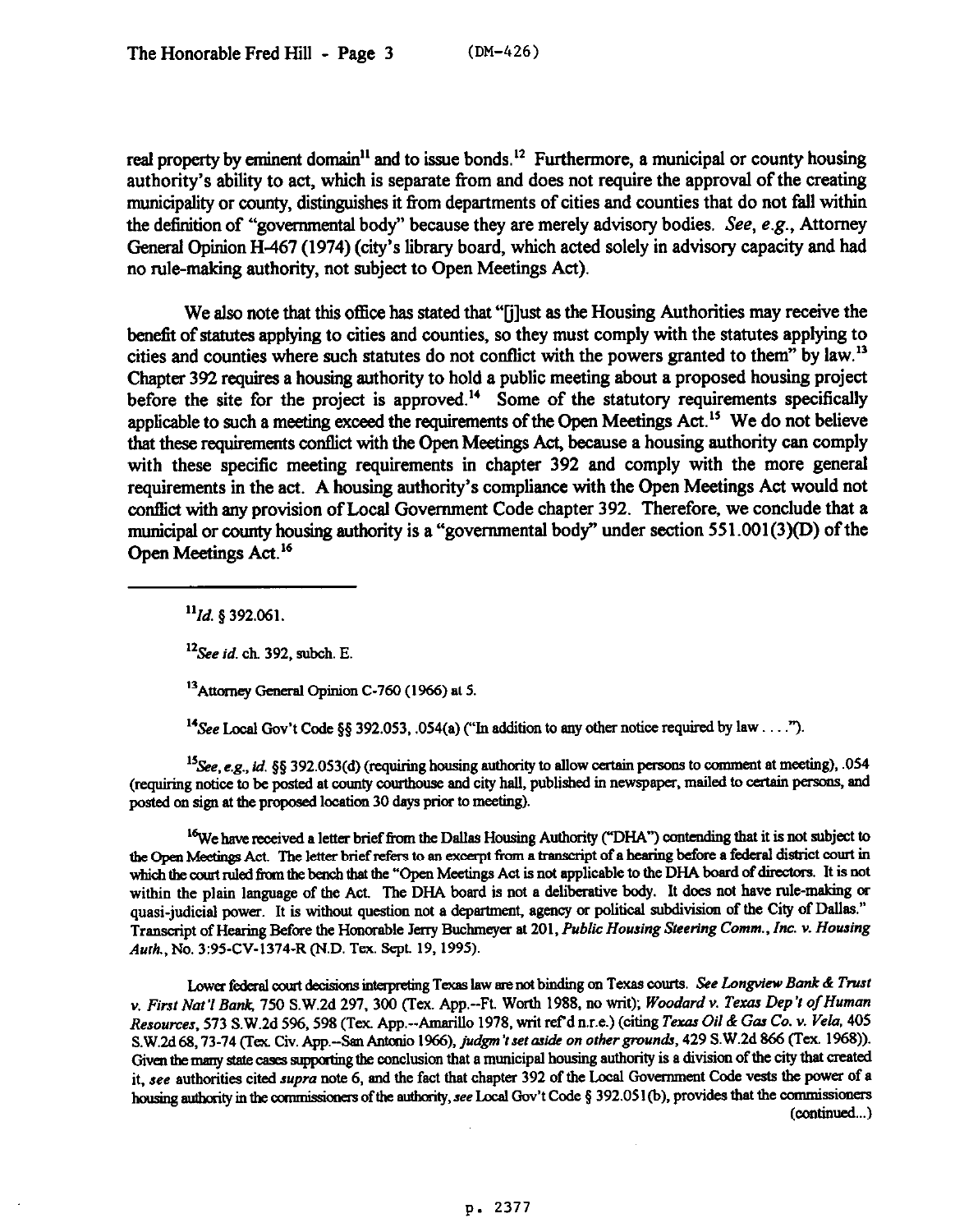real property by eminent domain[11] and to issue bonds.[12] Furthermore, a municipal or county housing authority's ability to act, which is separate from and does not require the approval of the creating municipality or county, distinguishes it from departments of cities and counties that do not fall within the definition of "governmental body" because they are merely advisory bodies. *See, e.g.*, Attorney General Opinion H-467 (1974) (city's library board, which acted solely in advisory capacity and had no rule-making authority, not subject to Open Meetings Act).

We also note that this office has stated that "[j]ust as the Housing Authorities may receive the benefit of statutes applying to cities and counties, so they must comply with the statutes applying to cities and counties where such statutes do not conflict with the powers granted to them" by law.[13] Chapter 392 requires a housing authority to hold a public meeting about a proposed housing project before the site for the project is approved.[14] Some of the statutory requirements specifically applicable to such a meeting exceed the requirements of the Open Meetings Act.[15] We do not believe that these requirements conflict with the Open Meetings Act, because a housing authority can comply with these specific meeting requirements in chapter 392 and comply with the more general requirements in the act. A housing authority's compliance with the Open Meetings Act would not conflict with any provision of Local Government Code chapter 392. Therefore, we conclude that a municipal or county housing authority is a "governmental body" under section 551.001(3)(D) of the Open Meetings Act.[16]

---

[11] *Id.* § 392.061.

[12] *See id.* ch. 392, subch. E.

[13] Attorney General Opinion C-760 (1966) at 5.

[14] *See* Local Gov't Code §§ 392.053, .054(a) ("In addition to any other notice required by law . . . .").

[15] *See, e.g., id.* §§ 392.053(d) (requiring housing authority to allow certain persons to comment at meeting), .054 (requiring notice to be posted at county courthouse and city hall, published in newspaper, mailed to certain persons, and posted on sign at the proposed location 30 days prior to meeting).

[16] We have received a letter brief from the Dallas Housing Authority ("DHA") contending that it is not subject to the Open Meetings Act. The letter brief refers to an excerpt from a transcript of a hearing before a federal district court in which the court ruled from the bench that the "Open Meetings Act is not applicable to the DHA board of directors. It is not within the plain language of the Act. The DHA board is not a deliberative body. It does not have rule-making or quasi-judicial power. It is without question not a department, agency or political subdivision of the City of Dallas." Transcript of Hearing Before the Honorable Jerry Buchmeyer at 201, *Public Housing Steering Comm., Inc. v. Housing Auth.*, No. 3:95-CV-1374-R (N.D. Tex. Sept. 19, 1995).

Lower federal court decisions interpreting Texas law are not binding on Texas courts. *See Longview Bank & Trust v. First Nat'l Bank*, 750 S.W.2d 297, 300 (Tex. App.--Ft. Worth 1988, no writ); *Woodard v. Texas Dep't of Human Resources*, 573 S.W.2d 596, 598 (Tex. App.--Amarillo 1978, writ ref'd n.r.e.) (citing *Texas Oil & Gas Co. v. Vela*, 405 S.W.2d 68, 73-74 (Tex. Civ. App.--San Antonio 1966), *judgm't set aside on other grounds*, 429 S.W.2d 866 (Tex. 1968)). Given the many state cases supporting the conclusion that a municipal housing authority is a division of the city that created it, *see* authorities cited *supra* note 6, and the fact that chapter 392 of the Local Government Code vests the power of a housing authority in the commissioners of the authority, *see* Local Gov't Code § 392.051(b), provides that the commissioners (continued...)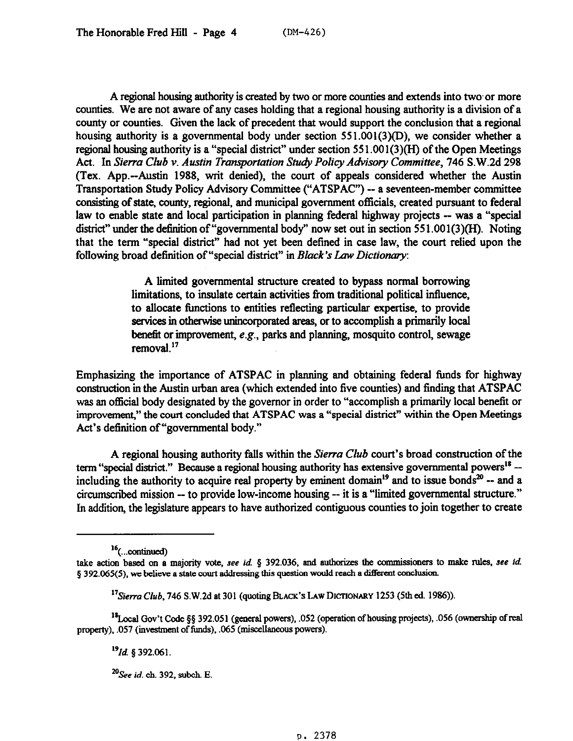A regional housing authority is created by two or more counties and extends into two or more counties. We are not aware of any cases holding that a regional housing authority is a division of a county or counties. Given the lack of precedent that would support the conclusion that a regional housing authority is a governmental body under section 551.001(3)(D), we consider whether a regional housing authority is a "special district" under section 551.001(3)(H) of the Open Meetings Act. In *Sierra Club v. Austin Transportation Study Policy Advisory Committee*, 746 S.W.2d 298 (Tex. App.--Austin 1988, writ denied), the court of appeals considered whether the Austin Transportation Study Policy Advisory Committee ("ATSPAC") -- a seventeen-member committee consisting of state, county, regional, and municipal government officials, created pursuant to federal law to enable state and local participation in planning federal highway projects -- was a "special district" under the definition of "governmental body" now set out in section 551.001(3)(H). Noting that the term "special district" had not yet been defined in case law, the court relied upon the following broad definition of "special district" in *Black's Law Dictionary*:

> A limited governmental structure created to bypass normal borrowing limitations, to insulate certain activities from traditional political influence, to allocate functions to entities reflecting particular expertise, to provide services in otherwise unincorporated areas, or to accomplish a primarily local benefit or improvement, *e.g.*, parks and planning, mosquito control, sewage removal.[17]

Emphasizing the importance of ATSPAC in planning and obtaining federal funds for highway construction in the Austin urban area (which extended into five counties) and finding that ATSPAC was an official body designated by the governor in order to "accomplish a primarily local benefit or improvement," the court concluded that ATSPAC was a "special district" within the Open Meetings Act's definition of "governmental body."

A regional housing authority falls within the *Sierra Club* court's broad construction of the term "special district." Because a regional housing authority has extensive governmental powers[18] -- including the authority to acquire real property by eminent domain[19] and to issue bonds[20] -- and a circumscribed mission -- to provide low-income housing -- it is a "limited governmental structure." In addition, the legislature appears to have authorized contiguous counties to join together to create

---

[16](...continued)
take action based on a majority vote, *see id.* § 392.036, and authorizes the commissioners to make rules, *see id.* § 392.065(5), we believe a state court addressing this question would reach a different conclusion.

[17]*Sierra Club*, 746 S.W.2d at 301 (quoting BLACK'S LAW DICTIONARY 1253 (5th ed. 1986)).

[18]Local Gov't Code §§ 392.051 (general powers), .052 (operation of housing projects), .056 (ownership of real property), .057 (investment of funds), .065 (miscellaneous powers).

[19]*Id.* § 392.061.

[20]*See id.* ch. 392, subch. E.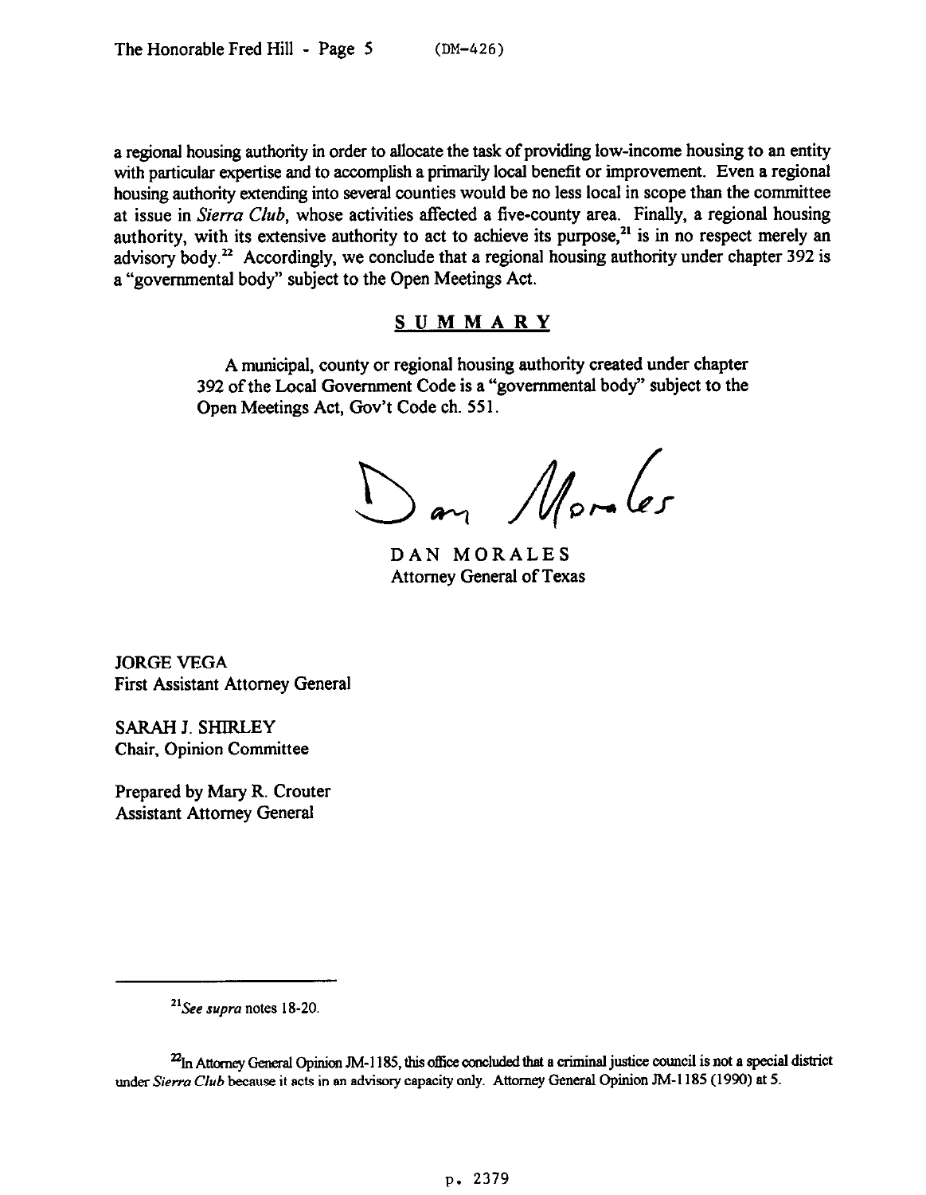a regional housing authority in order to allocate the task of providing low-income housing to an entity with particular expertise and to accomplish a primarily local benefit or improvement. Even a regional housing authority extending into several counties would be no less local in scope than the committee at issue in *Sierra Club*, whose activities affected a five-county area. Finally, a regional housing authority, with its extensive authority to act to achieve its purpose,[21] is in no respect merely an advisory body.[22] Accordingly, we conclude that a regional housing authority under chapter 392 is a "governmental body" subject to the Open Meetings Act.

## S U M M A R Y

A municipal, county or regional housing authority created under chapter 392 of the Local Government Code is a "governmental body" subject to the Open Meetings Act, Gov't Code ch. 551.

Dan Morales

DAN MORALES
Attorney General of Texas

JORGE VEGA
First Assistant Attorney General

SARAH J. SHIRLEY
Chair, Opinion Committee

Prepared by Mary R. Crouter
Assistant Attorney General

---

[21] *See supra* notes 18-20.

[22] In Attorney General Opinion JM-1185, this office concluded that a criminal justice council is not a special district under *Sierra Club* because it acts in an advisory capacity only. Attorney General Opinion JM-1185 (1990) at 5.